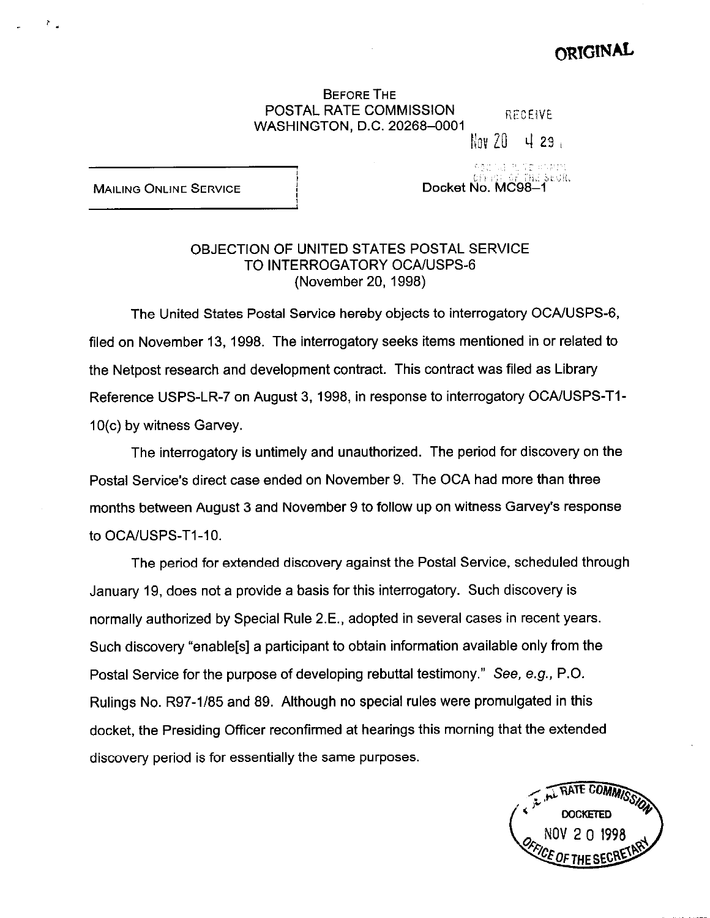**ORIGINAL**

BEFORE THE
POSTAL RATE COMMISSION
WASHINGTON, D.C. 20268-0001

RECEIVED
Nov 20 4 29

MAILING ONLINE SERVICE

Docket No. MC98-1

OBJECTION OF UNITED STATES POSTAL SERVICE
TO INTERROGATORY OCA/USPS-6
(November 20, 1998)

The United States Postal Service hereby objects to interrogatory OCA/USPS-6, filed on November 13, 1998. The interrogatory seeks items mentioned in or related to the Netpost research and development contract. This contract was filed as Library Reference USPS-LR-7 on August 3, 1998, in response to interrogatory OCA/USPS-T1-10(c) by witness Garvey.

The interrogatory is untimely and unauthorized. The period for discovery on the Postal Service's direct case ended on November 9. The OCA had more than three months between August 3 and November 9 to follow up on witness Garvey's response to OCA/USPS-T1-10.

The period for extended discovery against the Postal Service, scheduled through January 19, does not a provide a basis for this interrogatory. Such discovery is normally authorized by Special Rule 2.E., adopted in several cases in recent years. Such discovery "enable[s] a participant to obtain information available only from the Postal Service for the purpose of developing rebuttal testimony." *See, e.g.*, P.O. Rulings No. R97-1/85 and 89. Although no special rules were promulgated in this docket, the Presiding Officer reconfirmed at hearings this morning that the extended discovery period is for essentially the same purposes.

POSTAL RATE COMMISSION
DOCKETED
NOV 20 1998
OFFICE OF THE SECRETARY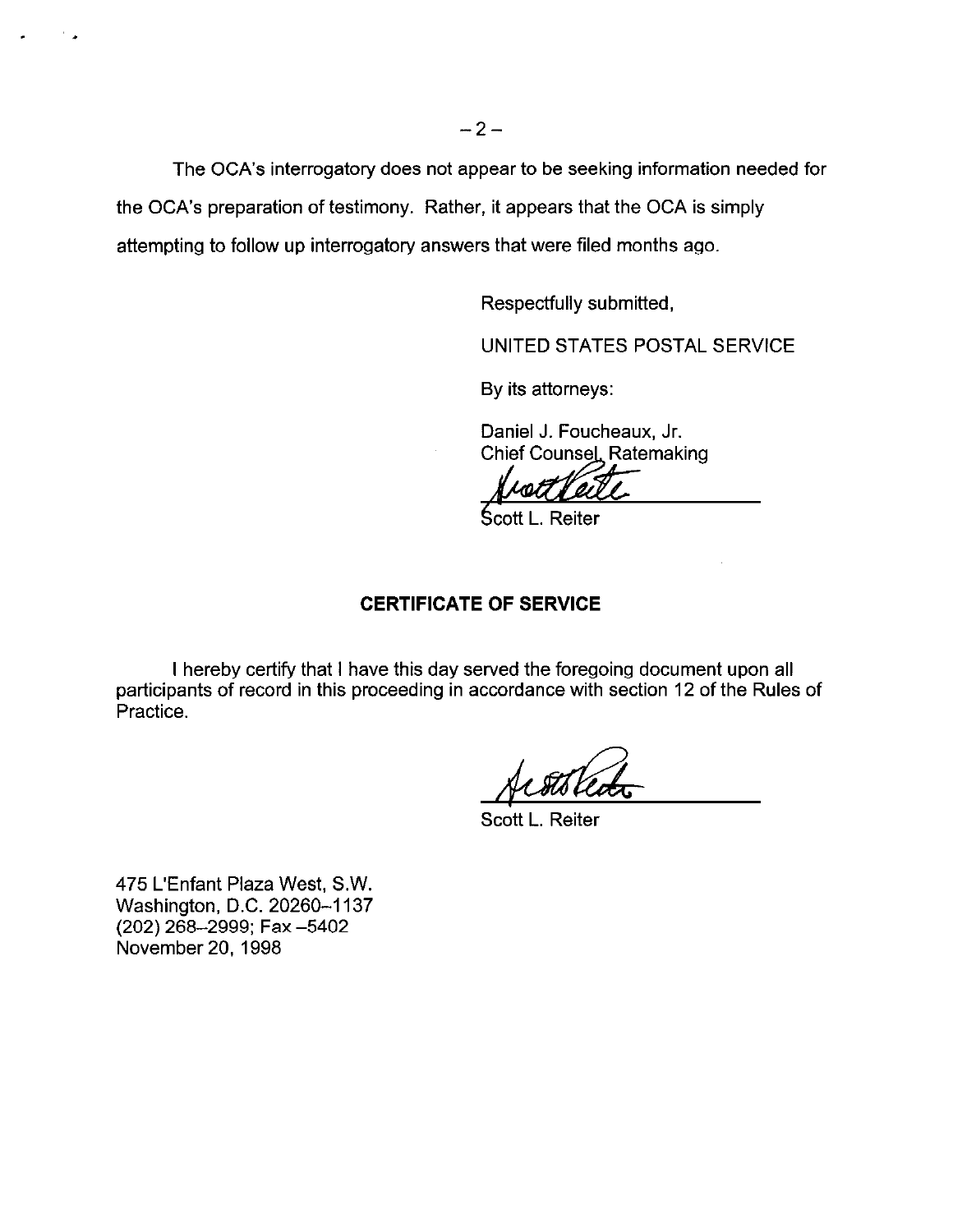The OCA's interrogatory does not appear to be seeking information needed for the OCA's preparation of testimony. Rather, it appears that the OCA is simply attempting to follow up interrogatory answers that were filed months ago.

Respectfully submitted,

UNITED STATES POSTAL SERVICE

By its attorneys:

Daniel J. Foucheaux, Jr.
Chief Counsel, Ratemaking

Scott L. Reiter

## CERTIFICATE OF SERVICE

I hereby certify that I have this day served the foregoing document upon all participants of record in this proceeding in accordance with section 12 of the Rules of Practice.

Scott L. Reiter

475 L'Enfant Plaza West, S.W.
Washington, D.C. 20260–1137
(202) 268–2999; Fax –5402
November 20, 1998